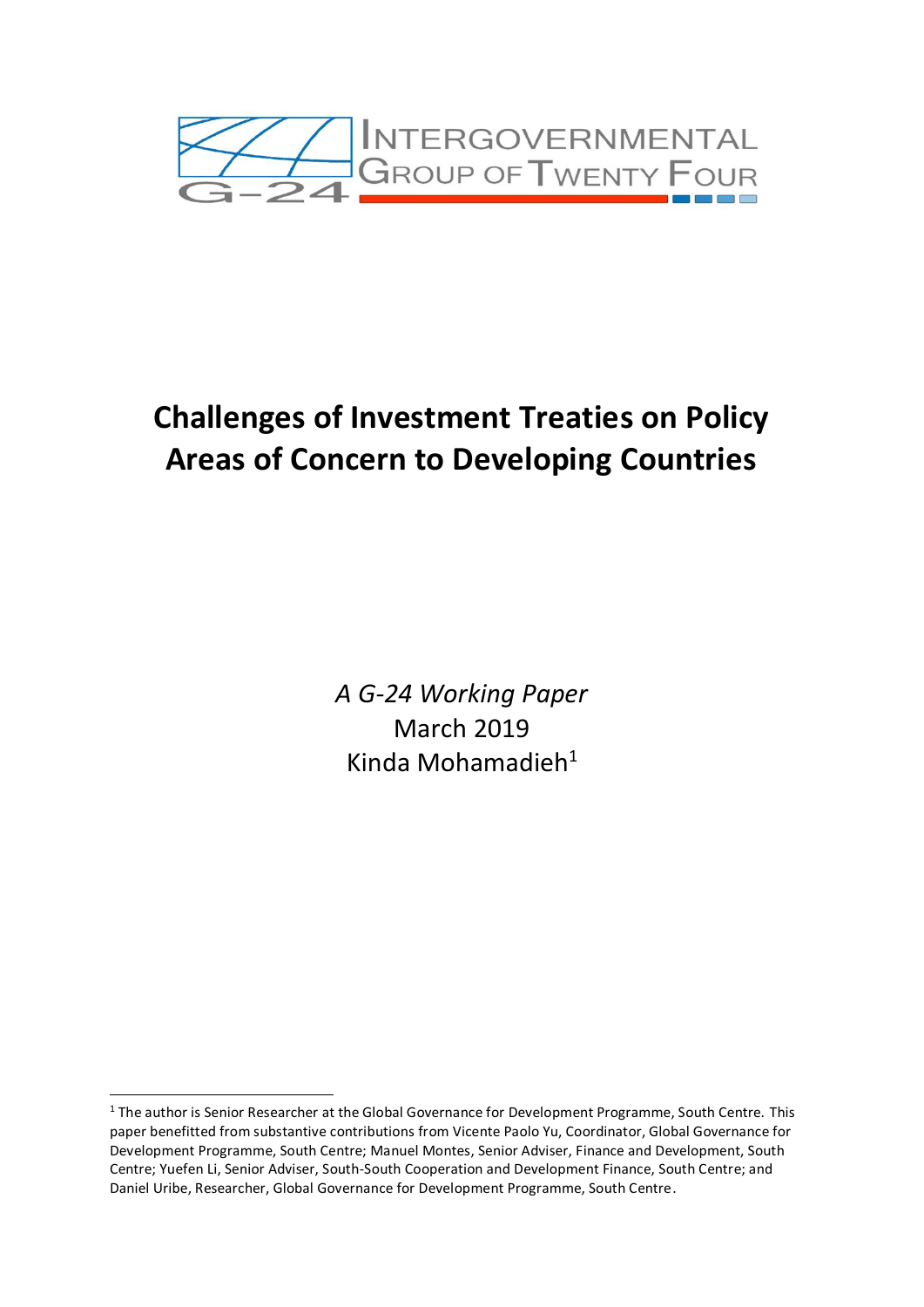INTERGOVERNMENTAL GROUP OF TWENTY FOUR

# Challenges of Investment Treaties on Policy Areas of Concern to Developing Countries

*A G-24 Working Paper*
March 2019
Kinda Mohamadieh[1]

---

[1] The author is Senior Researcher at the Global Governance for Development Programme, South Centre. This paper benefitted from substantive contributions from Vicente Paolo Yu, Coordinator, Global Governance for Development Programme, South Centre; Manuel Montes, Senior Adviser, Finance and Development, South Centre; Yuefen Li, Senior Adviser, South-South Cooperation and Development Finance, South Centre; and Daniel Uribe, Researcher, Global Governance for Development Programme, South Centre.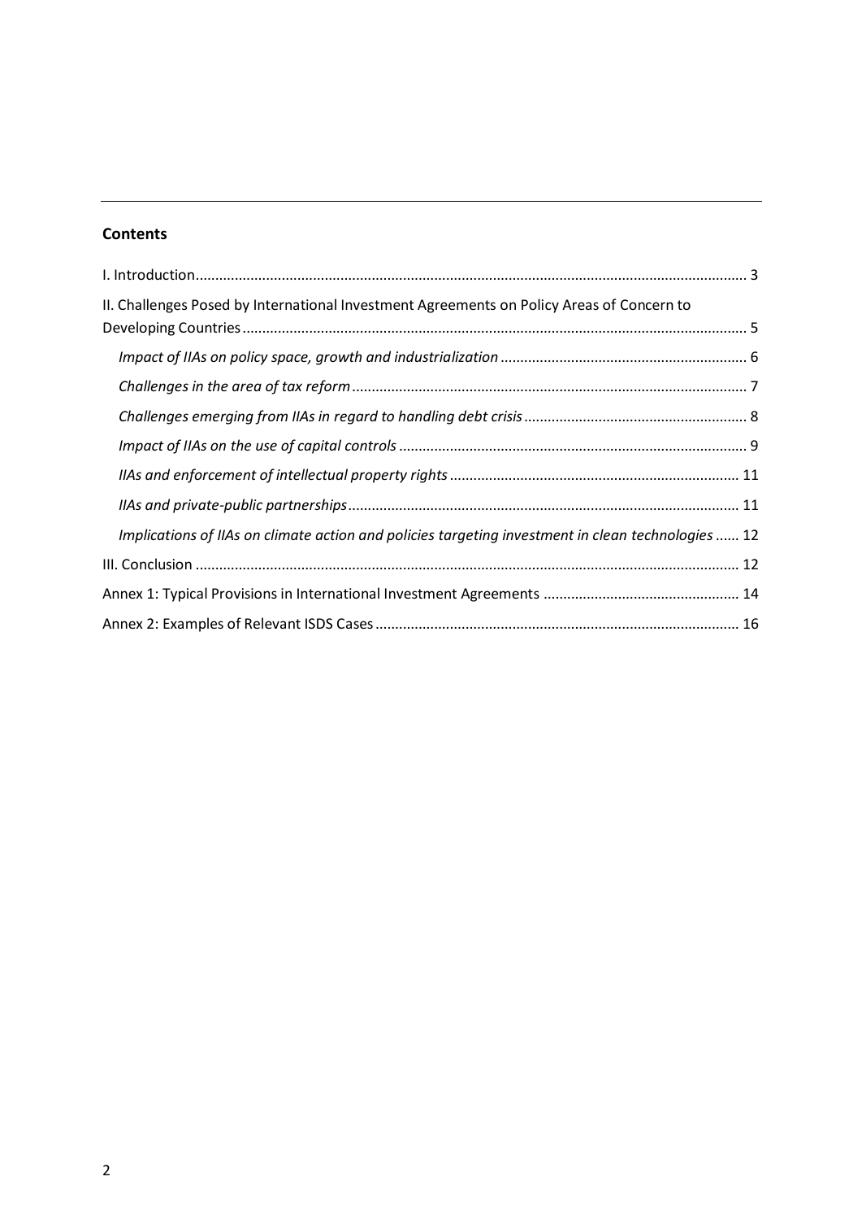## Contents

I. Introduction ..... 3

II. Challenges Posed by International Investment Agreements on Policy Areas of Concern to Developing Countries ..... 5

*Impact of IIAs on policy space, growth and industrialization* ..... 6

*Challenges in the area of tax reform* ..... 7

*Challenges emerging from IIAs in regard to handling debt crisis* ..... 8

*Impact of IIAs on the use of capital controls* ..... 9

*IIAs and enforcement of intellectual property rights* ..... 11

*IIAs and private-public partnerships* ..... 11

*Implications of IIAs on climate action and policies targeting investment in clean technologies* ..... 12

III. Conclusion ..... 12

Annex 1: Typical Provisions in International Investment Agreements ..... 14

Annex 2: Examples of Relevant ISDS Cases ..... 16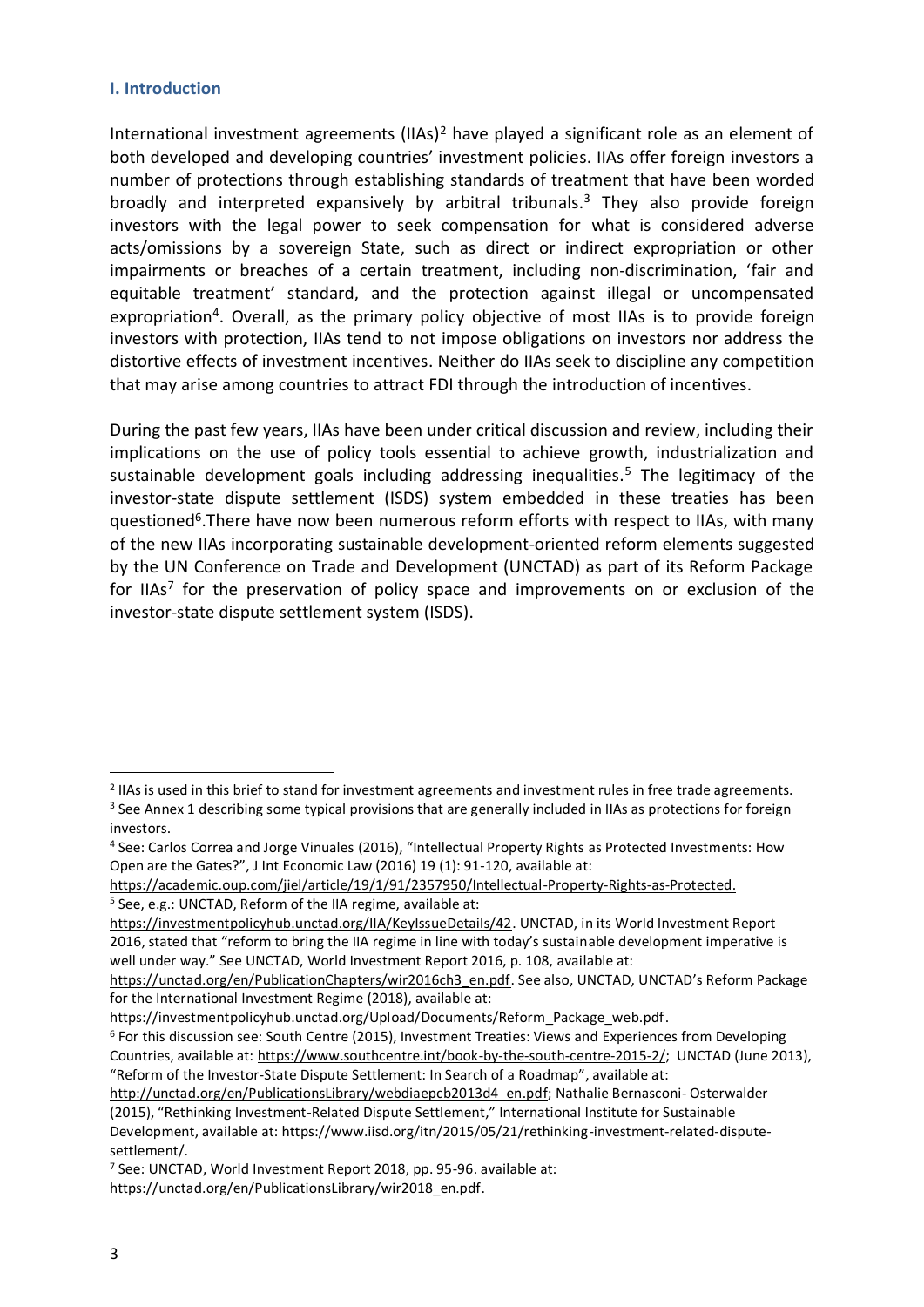## I. Introduction

International investment agreements (IIAs)[2] have played a significant role as an element of both developed and developing countries' investment policies. IIAs offer foreign investors a number of protections through establishing standards of treatment that have been worded broadly and interpreted expansively by arbitral tribunals.[3] They also provide foreign investors with the legal power to seek compensation for what is considered adverse acts/omissions by a sovereign State, such as direct or indirect expropriation or other impairments or breaches of a certain treatment, including non-discrimination, 'fair and equitable treatment' standard, and the protection against illegal or uncompensated expropriation[4]. Overall, as the primary policy objective of most IIAs is to provide foreign investors with protection, IIAs tend to not impose obligations on investors nor address the distortive effects of investment incentives. Neither do IIAs seek to discipline any competition that may arise among countries to attract FDI through the introduction of incentives.

During the past few years, IIAs have been under critical discussion and review, including their implications on the use of policy tools essential to achieve growth, industrialization and sustainable development goals including addressing inequalities.[5] The legitimacy of the investor-state dispute settlement (ISDS) system embedded in these treaties has been questioned[6].There have now been numerous reform efforts with respect to IIAs, with many of the new IIAs incorporating sustainable development-oriented reform elements suggested by the UN Conference on Trade and Development (UNCTAD) as part of its Reform Package for IIAs[7] for the preservation of policy space and improvements on or exclusion of the investor-state dispute settlement system (ISDS).

---

[2] IIAs is used in this brief to stand for investment agreements and investment rules in free trade agreements.

[3] See Annex 1 describing some typical provisions that are generally included in IIAs as protections for foreign investors.

[4] See: Carlos Correa and Jorge Vinuales (2016), "Intellectual Property Rights as Protected Investments: How Open are the Gates?", J Int Economic Law (2016) 19 (1): 91-120, available at: https://academic.oup.com/jiel/article/19/1/91/2357950/Intellectual-Property-Rights-as-Protected.

[5] See, e.g.: UNCTAD, Reform of the IIA regime, available at: https://investmentpolicyhub.unctad.org/IIA/KeyIssueDetails/42. UNCTAD, in its World Investment Report 2016, stated that "reform to bring the IIA regime in line with today's sustainable development imperative is well under way." See UNCTAD, World Investment Report 2016, p. 108, available at: https://unctad.org/en/PublicationChapters/wir2016ch3_en.pdf. See also, UNCTAD, UNCTAD's Reform Package for the International Investment Regime (2018), available at: https://investmentpolicyhub.unctad.org/Upload/Documents/Reform_Package_web.pdf.

[6] For this discussion see: South Centre (2015), Investment Treaties: Views and Experiences from Developing Countries, available at: https://www.southcentre.int/book-by-the-south-centre-2015-2/; UNCTAD (June 2013), "Reform of the Investor-State Dispute Settlement: In Search of a Roadmap", available at: http://unctad.org/en/PublicationsLibrary/webdiaepcb2013d4_en.pdf; Nathalie Bernasconi- Osterwalder (2015), "Rethinking Investment-Related Dispute Settlement," International Institute for Sustainable Development, available at: https://www.iisd.org/itn/2015/05/21/rethinking-investment-related-dispute-settlement/.

[7] See: UNCTAD, World Investment Report 2018, pp. 95-96. available at: https://unctad.org/en/PublicationsLibrary/wir2018_en.pdf.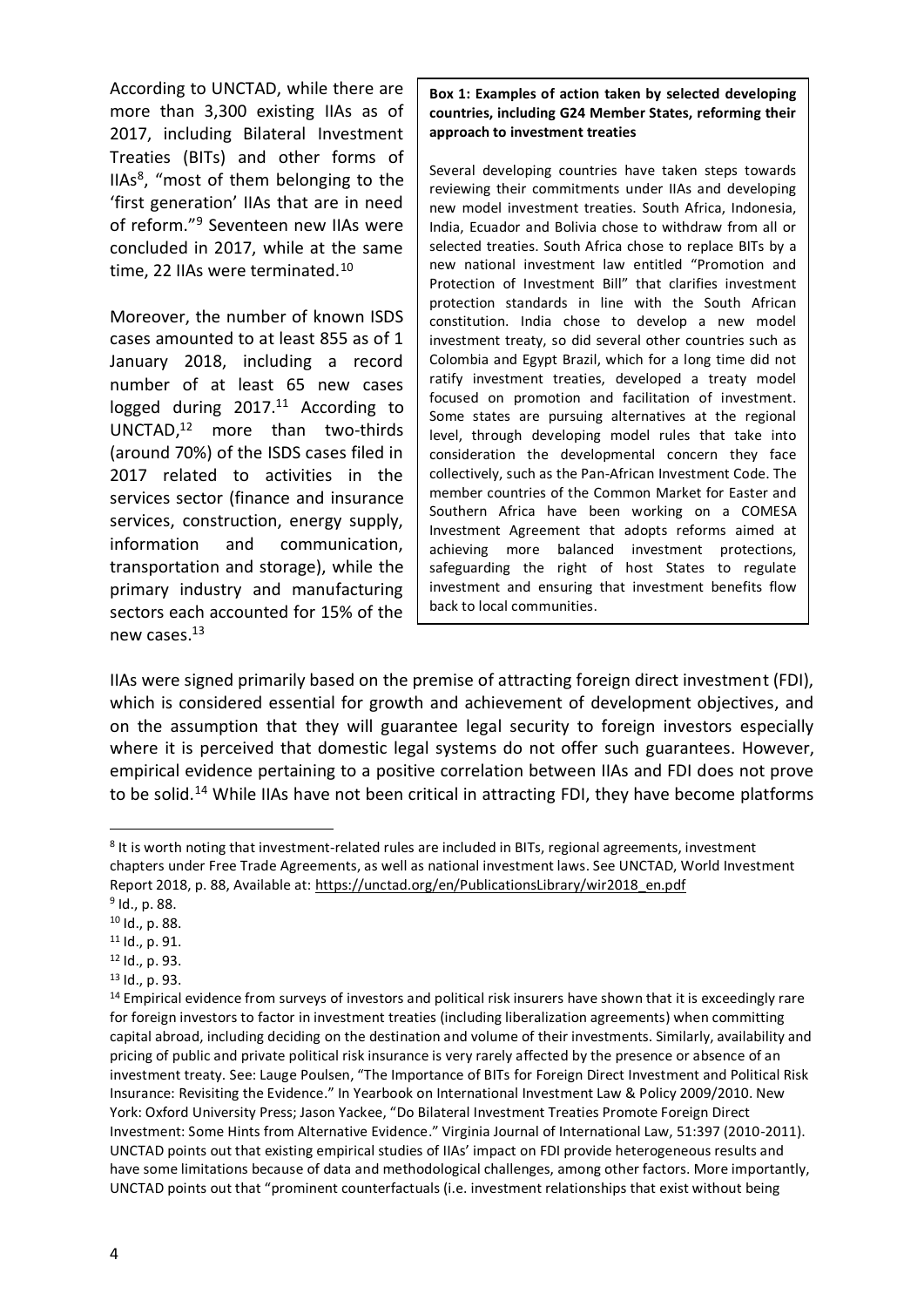According to UNCTAD, while there are more than 3,300 existing IIAs as of 2017, including Bilateral Investment Treaties (BITs) and other forms of IIAs[8], "most of them belonging to the 'first generation' IIAs that are in need of reform."[9] Seventeen new IIAs were concluded in 2017, while at the same time, 22 IIAs were terminated.[10]

Moreover, the number of known ISDS cases amounted to at least 855 as of 1 January 2018, including a record number of at least 65 new cases logged during 2017.[11] According to UNCTAD,[12] more than two-thirds (around 70%) of the ISDS cases filed in 2017 related to activities in the services sector (finance and insurance services, construction, energy supply, information and communication, transportation and storage), while the primary industry and manufacturing sectors each accounted for 15% of the new cases.[13]

> **Box 1: Examples of action taken by selected developing countries, including G24 Member States, reforming their approach to investment treaties**
>
> Several developing countries have taken steps towards reviewing their commitments under IIAs and developing new model investment treaties. South Africa, Indonesia, India, Ecuador and Bolivia chose to withdraw from all or selected treaties. South Africa chose to replace BITs by a new national investment law entitled "Promotion and Protection of Investment Bill" that clarifies investment protection standards in line with the South African constitution. India chose to develop a new model investment treaty, so did several other countries such as Colombia and Egypt Brazil, which for a long time did not ratify investment treaties, developed a treaty model focused on promotion and facilitation of investment. Some states are pursuing alternatives at the regional level, through developing model rules that take into consideration the developmental concern they face collectively, such as the Pan-African Investment Code. The member countries of the Common Market for Easter and Southern Africa have been working on a COMESA Investment Agreement that adopts reforms aimed at achieving more balanced investment protections, safeguarding the right of host States to regulate investment and ensuring that investment benefits flow back to local communities.

IIAs were signed primarily based on the premise of attracting foreign direct investment (FDI), which is considered essential for growth and achievement of development objectives, and on the assumption that they will guarantee legal security to foreign investors especially where it is perceived that domestic legal systems do not offer such guarantees. However, empirical evidence pertaining to a positive correlation between IIAs and FDI does not prove to be solid.[14] While IIAs have not been critical in attracting FDI, they have become platforms

---

[8] It is worth noting that investment-related rules are included in BITs, regional agreements, investment chapters under Free Trade Agreements, as well as national investment laws. See UNCTAD, World Investment Report 2018, p. 88, Available at: https://unctad.org/en/PublicationsLibrary/wir2018_en.pdf

[9] Id., p. 88.

[10] Id., p. 88.

[11] Id., p. 91.

[12] Id., p. 93.

[13] Id., p. 93.

[14] Empirical evidence from surveys of investors and political risk insurers have shown that it is exceedingly rare for foreign investors to factor in investment treaties (including liberalization agreements) when committing capital abroad, including deciding on the destination and volume of their investments. Similarly, availability and pricing of public and private political risk insurance is very rarely affected by the presence or absence of an investment treaty. See: Lauge Poulsen, "The Importance of BITs for Foreign Direct Investment and Political Risk Insurance: Revisiting the Evidence." In Yearbook on International Investment Law & Policy 2009/2010. New York: Oxford University Press; Jason Yackee, "Do Bilateral Investment Treaties Promote Foreign Direct Investment: Some Hints from Alternative Evidence." Virginia Journal of International Law, 51:397 (2010-2011). UNCTAD points out that existing empirical studies of IIAs' impact on FDI provide heterogeneous results and have some limitations because of data and methodological challenges, among other factors. More importantly, UNCTAD points out that "prominent counterfactuals (i.e. investment relationships that exist without being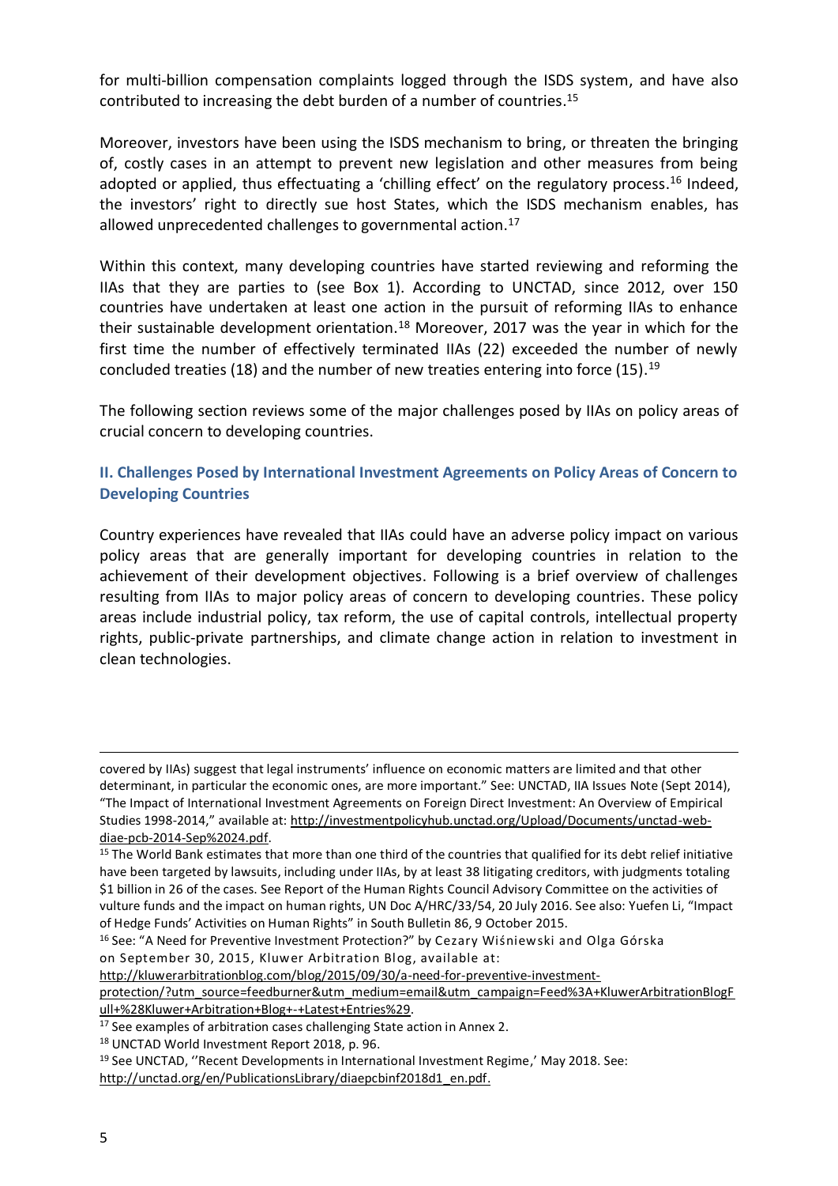for multi-billion compensation complaints logged through the ISDS system, and have also contributed to increasing the debt burden of a number of countries.[15]

Moreover, investors have been using the ISDS mechanism to bring, or threaten the bringing of, costly cases in an attempt to prevent new legislation and other measures from being adopted or applied, thus effectuating a 'chilling effect' on the regulatory process.[16] Indeed, the investors' right to directly sue host States, which the ISDS mechanism enables, has allowed unprecedented challenges to governmental action.[17]

Within this context, many developing countries have started reviewing and reforming the IIAs that they are parties to (see Box 1). According to UNCTAD, since 2012, over 150 countries have undertaken at least one action in the pursuit of reforming IIAs to enhance their sustainable development orientation.[18] Moreover, 2017 was the year in which for the first time the number of effectively terminated IIAs (22) exceeded the number of newly concluded treaties (18) and the number of new treaties entering into force (15).[19]

The following section reviews some of the major challenges posed by IIAs on policy areas of crucial concern to developing countries.

## II. Challenges Posed by International Investment Agreements on Policy Areas of Concern to Developing Countries

Country experiences have revealed that IIAs could have an adverse policy impact on various policy areas that are generally important for developing countries in relation to the achievement of their development objectives. Following is a brief overview of challenges resulting from IIAs to major policy areas of concern to developing countries. These policy areas include industrial policy, tax reform, the use of capital controls, intellectual property rights, public-private partnerships, and climate change action in relation to investment in clean technologies.

---

covered by IIAs) suggest that legal instruments' influence on economic matters are limited and that other determinant, in particular the economic ones, are more important." See: UNCTAD, IIA Issues Note (Sept 2014), "The Impact of International Investment Agreements on Foreign Direct Investment: An Overview of Empirical Studies 1998-2014," available at: http://investmentpolicyhub.unctad.org/Upload/Documents/unctad-web-diae-pcb-2014-Sep%2024.pdf.

[15] The World Bank estimates that more than one third of the countries that qualified for its debt relief initiative have been targeted by lawsuits, including under IIAs, by at least 38 litigating creditors, with judgments totaling $1 billion in 26 of the cases. See Report of the Human Rights Council Advisory Committee on the activities of vulture funds and the impact on human rights, UN Doc A/HRC/33/54, 20 July 2016. See also: Yuefen Li, "Impact of Hedge Funds' Activities on Human Rights" in South Bulletin 86, 9 October 2015.

[16] See: "A Need for Preventive Investment Protection?" by Cezary Wiśniewski and Olga Górska on September 30, 2015, Kluwer Arbitration Blog, available at: http://kluwerarbitrationblog.com/blog/2015/09/30/a-need-for-preventive-investment-protection/?utm_source=feedburner&utm_medium=email&utm_campaign=Feed%3A+KluwerArbitrationBlogFull+%28Kluwer+Arbitration+Blog+-+Latest+Entries%29.

[17] See examples of arbitration cases challenging State action in Annex 2.

[18] UNCTAD World Investment Report 2018, p. 96.

[19] See UNCTAD, ''Recent Developments in International Investment Regime,' May 2018. See: http://unctad.org/en/PublicationsLibrary/diaepcbinf2018d1_en.pdf.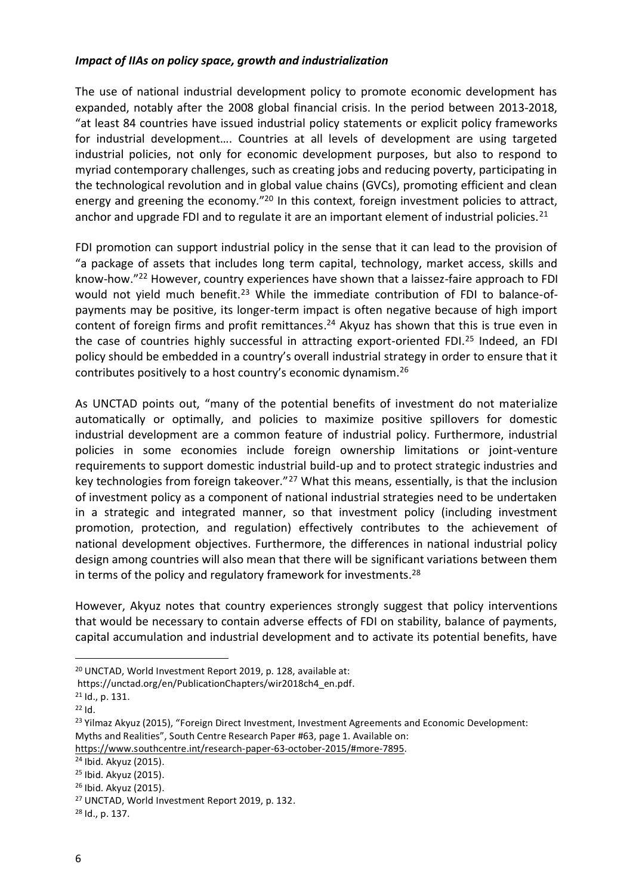***Impact of IIAs on policy space, growth and industrialization***

The use of national industrial development policy to promote economic development has expanded, notably after the 2008 global financial crisis. In the period between 2013-2018, "at least 84 countries have issued industrial policy statements or explicit policy frameworks for industrial development…. Countries at all levels of development are using targeted industrial policies, not only for economic development purposes, but also to respond to myriad contemporary challenges, such as creating jobs and reducing poverty, participating in the technological revolution and in global value chains (GVCs), promoting efficient and clean energy and greening the economy."[20] In this context, foreign investment policies to attract, anchor and upgrade FDI and to regulate it are an important element of industrial policies.[21]

FDI promotion can support industrial policy in the sense that it can lead to the provision of "a package of assets that includes long term capital, technology, market access, skills and know-how."[22] However, country experiences have shown that a laissez-faire approach to FDI would not yield much benefit.[23] While the immediate contribution of FDI to balance-of-payments may be positive, its longer-term impact is often negative because of high import content of foreign firms and profit remittances.[24] Akyuz has shown that this is true even in the case of countries highly successful in attracting export-oriented FDI.[25] Indeed, an FDI policy should be embedded in a country's overall industrial strategy in order to ensure that it contributes positively to a host country's economic dynamism.[26]

As UNCTAD points out, "many of the potential benefits of investment do not materialize automatically or optimally, and policies to maximize positive spillovers for domestic industrial development are a common feature of industrial policy. Furthermore, industrial policies in some economies include foreign ownership limitations or joint-venture requirements to support domestic industrial build-up and to protect strategic industries and key technologies from foreign takeover."[27] What this means, essentially, is that the inclusion of investment policy as a component of national industrial strategies need to be undertaken in a strategic and integrated manner, so that investment policy (including investment promotion, protection, and regulation) effectively contributes to the achievement of national development objectives. Furthermore, the differences in national industrial policy design among countries will also mean that there will be significant variations between them in terms of the policy and regulatory framework for investments.[28]

However, Akyuz notes that country experiences strongly suggest that policy interventions that would be necessary to contain adverse effects of FDI on stability, balance of payments, capital accumulation and industrial development and to activate its potential benefits, have

---

[20] UNCTAD, World Investment Report 2019, p. 128, available at: https://unctad.org/en/PublicationChapters/wir2018ch4_en.pdf.

[21] Id., p. 131.

[22] Id.

[23] Yilmaz Akyuz (2015), "Foreign Direct Investment, Investment Agreements and Economic Development: Myths and Realities", South Centre Research Paper #63, page 1. Available on: https://www.southcentre.int/research-paper-63-october-2015/#more-7895.

[24] Ibid. Akyuz (2015).

[25] Ibid. Akyuz (2015).

[26] Ibid. Akyuz (2015).

[27] UNCTAD, World Investment Report 2019, p. 132.

[28] Id., p. 137.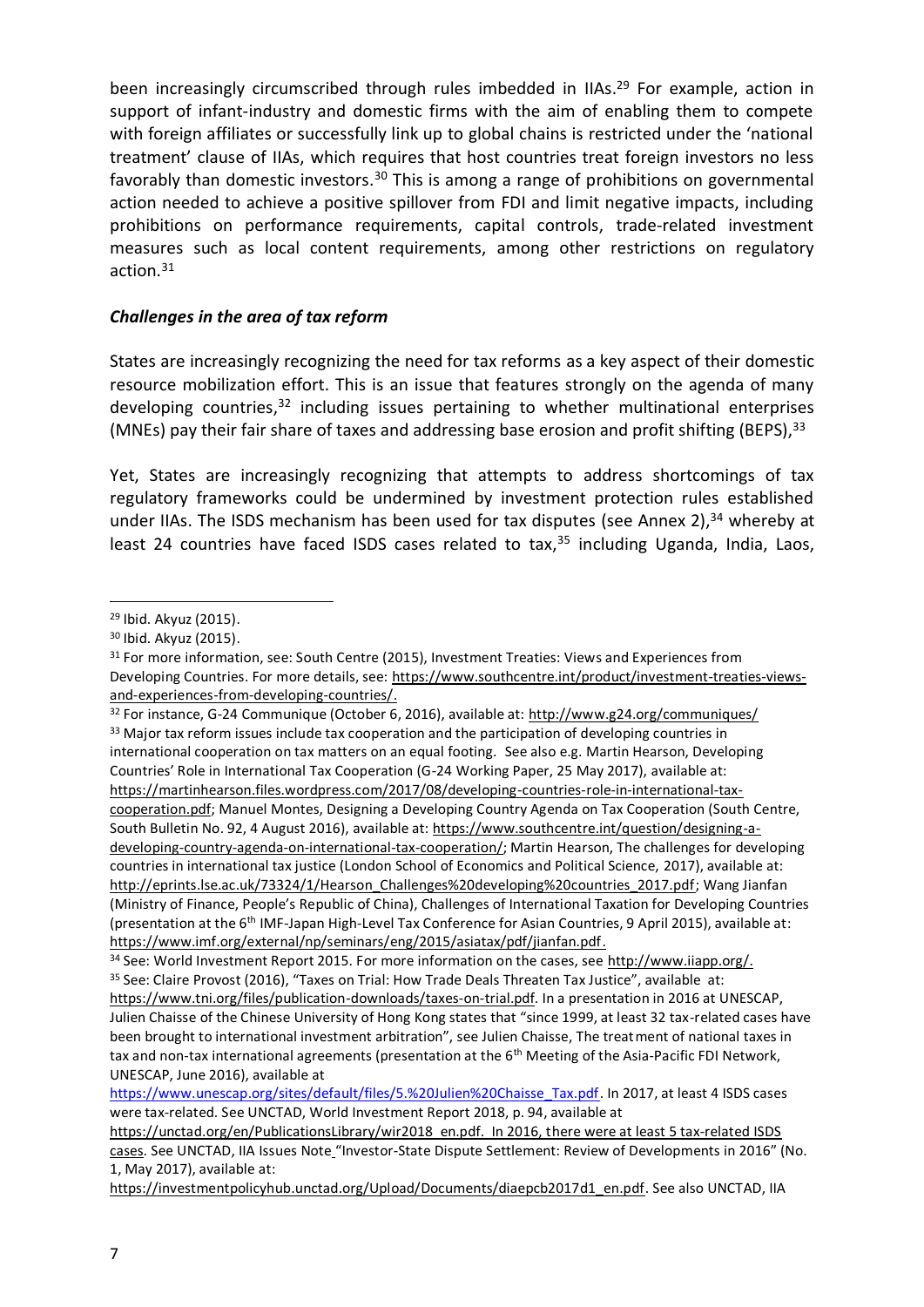been increasingly circumscribed through rules imbedded in IIAs.[29] For example, action in support of infant-industry and domestic firms with the aim of enabling them to compete with foreign affiliates or successfully link up to global chains is restricted under the 'national treatment' clause of IIAs, which requires that host countries treat foreign investors no less favorably than domestic investors.[30] This is among a range of prohibitions on governmental action needed to achieve a positive spillover from FDI and limit negative impacts, including prohibitions on performance requirements, capital controls, trade-related investment measures such as local content requirements, among other restrictions on regulatory action.[31]

### *Challenges in the area of tax reform*

States are increasingly recognizing the need for tax reforms as a key aspect of their domestic resource mobilization effort. This is an issue that features strongly on the agenda of many developing countries,[32] including issues pertaining to whether multinational enterprises (MNEs) pay their fair share of taxes and addressing base erosion and profit shifting (BEPS),[33]

Yet, States are increasingly recognizing that attempts to address shortcomings of tax regulatory frameworks could be undermined by investment protection rules established under IIAs. The ISDS mechanism has been used for tax disputes (see Annex 2),[34] whereby at least 24 countries have faced ISDS cases related to tax,[35] including Uganda, India, Laos,

---

[29] Ibid. Akyuz (2015).

[30] Ibid. Akyuz (2015).

[31] For more information, see: South Centre (2015), Investment Treaties: Views and Experiences from Developing Countries. For more details, see: https://www.southcentre.int/product/investment-treaties-views-and-experiences-from-developing-countries/.

[32] For instance, G-24 Communique (October 6, 2016), available at: http://www.g24.org/communiques/

[33] Major tax reform issues include tax cooperation and the participation of developing countries in international cooperation on tax matters on an equal footing. See also e.g. Martin Hearson, Developing Countries' Role in International Tax Cooperation (G-24 Working Paper, 25 May 2017), available at: https://martinhearson.files.wordpress.com/2017/08/developing-countries-role-in-international-tax-cooperation.pdf; Manuel Montes, Designing a Developing Country Agenda on Tax Cooperation (South Centre, South Bulletin No. 92, 4 August 2016), available at: https://www.southcentre.int/question/designing-a-developing-country-agenda-on-international-tax-cooperation/; Martin Hearson, The challenges for developing countries in international tax justice (London School of Economics and Political Science, 2017), available at: http://eprints.lse.ac.uk/73324/1/Hearson_Challenges%20developing%20countries_2017.pdf; Wang Jianfan (Ministry of Finance, People's Republic of China), Challenges of International Taxation for Developing Countries (presentation at the 6th IMF-Japan High-Level Tax Conference for Asian Countries, 9 April 2015), available at: https://www.imf.org/external/np/seminars/eng/2015/asiatax/pdf/jianfan.pdf.

[34] See: World Investment Report 2015. For more information on the cases, see http://www.iiapp.org/.

[35] See: Claire Provost (2016), "Taxes on Trial: How Trade Deals Threaten Tax Justice", available at: https://www.tni.org/files/publication-downloads/taxes-on-trial.pdf. In a presentation in 2016 at UNESCAP, Julien Chaisse of the Chinese University of Hong Kong states that "since 1999, at least 32 tax-related cases have been brought to international investment arbitration", see Julien Chaisse, The treatment of national taxes in tax and non-tax international agreements (presentation at the 6th Meeting of the Asia-Pacific FDI Network, UNESCAP, June 2016), available at https://www.unescap.org/sites/default/files/5.%20Julien%20Chaisse_Tax.pdf. In 2017, at least 4 ISDS cases were tax-related. See UNCTAD, World Investment Report 2018, p. 94, available at https://unctad.org/en/PublicationsLibrary/wir2018_en.pdf. In 2016, there were at least 5 tax-related ISDS cases. See UNCTAD, IIA Issues Note "Investor-State Dispute Settlement: Review of Developments in 2016" (No. 1, May 2017), available at: https://investmentpolicyhub.unctad.org/Upload/Documents/diaepcb2017d1_en.pdf. See also UNCTAD, IIA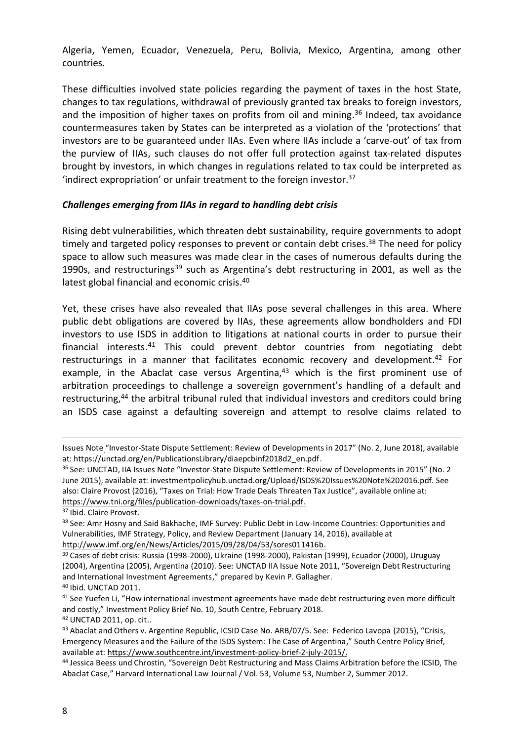Algeria, Yemen, Ecuador, Venezuela, Peru, Bolivia, Mexico, Argentina, among other countries.

These difficulties involved state policies regarding the payment of taxes in the host State, changes to tax regulations, withdrawal of previously granted tax breaks to foreign investors, and the imposition of higher taxes on profits from oil and mining.[36] Indeed, tax avoidance countermeasures taken by States can be interpreted as a violation of the 'protections' that investors are to be guaranteed under IIAs. Even where IIAs include a 'carve-out' of tax from the purview of IIAs, such clauses do not offer full protection against tax-related disputes brought by investors, in which changes in regulations related to tax could be interpreted as 'indirect expropriation' or unfair treatment to the foreign investor.[37]

***Challenges emerging from IIAs in regard to handling debt crisis***

Rising debt vulnerabilities, which threaten debt sustainability, require governments to adopt timely and targeted policy responses to prevent or contain debt crises.[38] The need for policy space to allow such measures was made clear in the cases of numerous defaults during the 1990s, and restructurings[39] such as Argentina's debt restructuring in 2001, as well as the latest global financial and economic crisis.[40]

Yet, these crises have also revealed that IIAs pose several challenges in this area. Where public debt obligations are covered by IIAs, these agreements allow bondholders and FDI investors to use ISDS in addition to litigations at national courts in order to pursue their financial interests.[41] This could prevent debtor countries from negotiating debt restructurings in a manner that facilitates economic recovery and development.[42] For example, in the Abaclat case versus Argentina,[43] which is the first prominent use of arbitration proceedings to challenge a sovereign government's handling of a default and restructuring,[44] the arbitral tribunal ruled that individual investors and creditors could bring an ISDS case against a defaulting sovereign and attempt to resolve claims related to

---

Issues Note "Investor-State Dispute Settlement: Review of Developments in 2017" (No. 2, June 2018), available at: https://unctad.org/en/PublicationsLibrary/diaepcbinf2018d2_en.pdf.

[36] See: UNCTAD, IIA Issues Note "Investor-State Dispute Settlement: Review of Developments in 2015" (No. 2 June 2015), available at: investmentpolicyhub.unctad.org/Upload/ISDS%20Issues%20Note%202016.pdf. See also: Claire Provost (2016), "Taxes on Trial: How Trade Deals Threaten Tax Justice", available online at: https://www.tni.org/files/publication-downloads/taxes-on-trial.pdf.

[37] Ibid. Claire Provost.

[38] See: Amr Hosny and Said Bakhache, IMF Survey: Public Debt in Low-Income Countries: Opportunities and Vulnerabilities, IMF Strategy, Policy, and Review Department (January 14, 2016), available at http://www.imf.org/en/News/Articles/2015/09/28/04/53/sores011416b.

[39] Cases of debt crisis: Russia (1998-2000), Ukraine (1998-2000), Pakistan (1999), Ecuador (2000), Uruguay (2004), Argentina (2005), Argentina (2010). See: UNCTAD IIA Issue Note 2011, "Sovereign Debt Restructuring and International Investment Agreements," prepared by Kevin P. Gallagher.

[40] Ibid. UNCTAD 2011.

[41] See Yuefen Li, "How international investment agreements have made debt restructuring even more difficult and costly," Investment Policy Brief No. 10, South Centre, February 2018.

[42] UNCTAD 2011, op. cit..

[43] Abaclat and Others v. Argentine Republic, ICSID Case No. ARB/07/5. See: Federico Lavopa (2015), "Crisis, Emergency Measures and the Failure of the ISDS System: The Case of Argentina," South Centre Policy Brief, available at: https://www.southcentre.int/investment-policy-brief-2-july-2015/.

[44] Jessica Beess und Chrostin, "Sovereign Debt Restructuring and Mass Claims Arbitration before the ICSID, The Abaclat Case," Harvard International Law Journal / Vol. 53, Volume 53, Number 2, Summer 2012.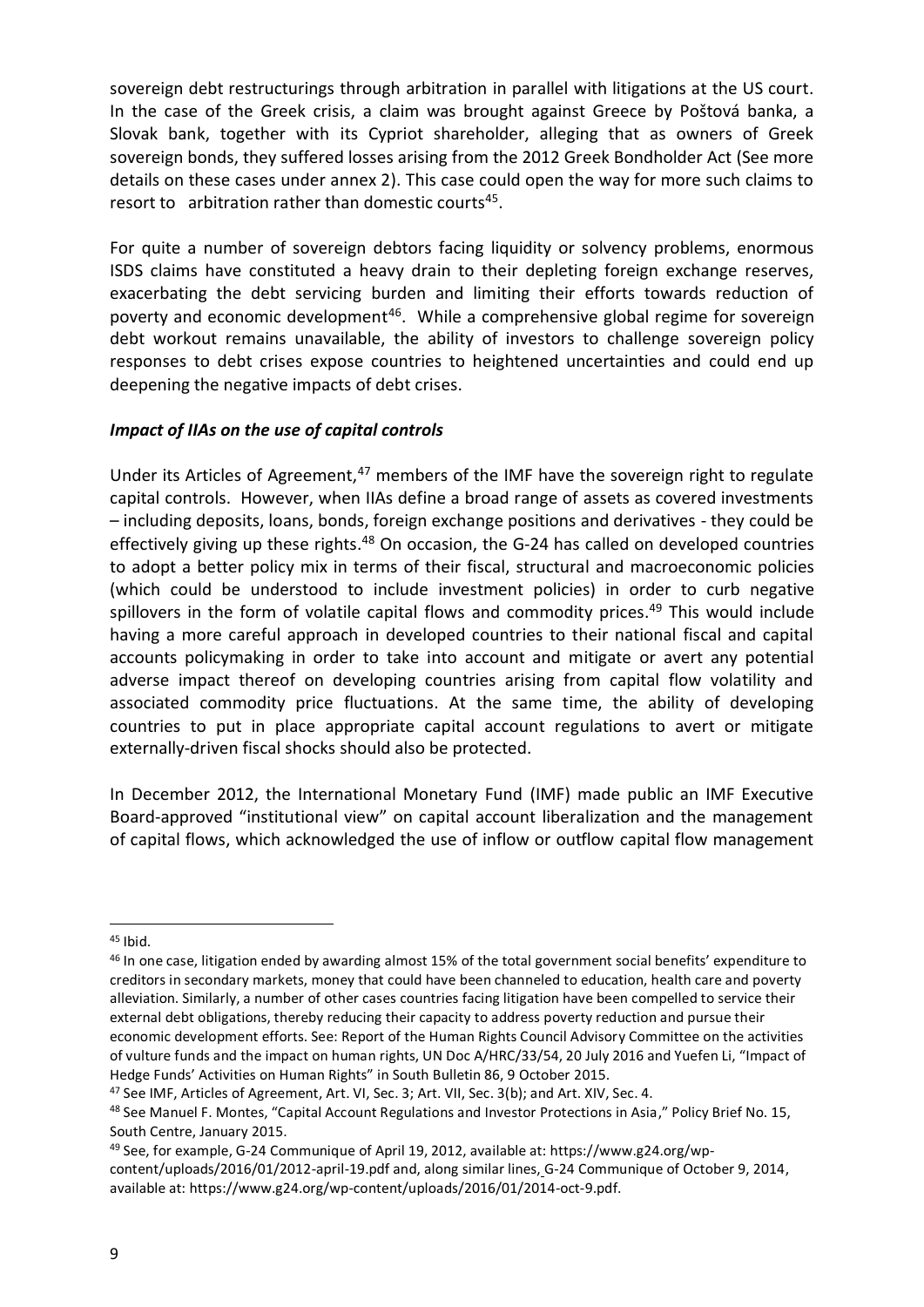sovereign debt restructurings through arbitration in parallel with litigations at the US court. In the case of the Greek crisis, a claim was brought against Greece by Poštová banka, a Slovak bank, together with its Cypriot shareholder, alleging that as owners of Greek sovereign bonds, they suffered losses arising from the 2012 Greek Bondholder Act (See more details on these cases under annex 2). This case could open the way for more such claims to resort to arbitration rather than domestic courts[45].

For quite a number of sovereign debtors facing liquidity or solvency problems, enormous ISDS claims have constituted a heavy drain to their depleting foreign exchange reserves, exacerbating the debt servicing burden and limiting their efforts towards reduction of poverty and economic development[46]. While a comprehensive global regime for sovereign debt workout remains unavailable, the ability of investors to challenge sovereign policy responses to debt crises expose countries to heightened uncertainties and could end up deepening the negative impacts of debt crises.

***Impact of IIAs on the use of capital controls***

Under its Articles of Agreement,[47] members of the IMF have the sovereign right to regulate capital controls. However, when IIAs define a broad range of assets as covered investments – including deposits, loans, bonds, foreign exchange positions and derivatives - they could be effectively giving up these rights.[48] On occasion, the G-24 has called on developed countries to adopt a better policy mix in terms of their fiscal, structural and macroeconomic policies (which could be understood to include investment policies) in order to curb negative spillovers in the form of volatile capital flows and commodity prices.[49] This would include having a more careful approach in developed countries to their national fiscal and capital accounts policymaking in order to take into account and mitigate or avert any potential adverse impact thereof on developing countries arising from capital flow volatility and associated commodity price fluctuations. At the same time, the ability of developing countries to put in place appropriate capital account regulations to avert or mitigate externally-driven fiscal shocks should also be protected.

In December 2012, the International Monetary Fund (IMF) made public an IMF Executive Board-approved "institutional view" on capital account liberalization and the management of capital flows, which acknowledged the use of inflow or outflow capital flow management

---

[45] Ibid.

[46] In one case, litigation ended by awarding almost 15% of the total government social benefits' expenditure to creditors in secondary markets, money that could have been channeled to education, health care and poverty alleviation. Similarly, a number of other cases countries facing litigation have been compelled to service their external debt obligations, thereby reducing their capacity to address poverty reduction and pursue their economic development efforts. See: Report of the Human Rights Council Advisory Committee on the activities of vulture funds and the impact on human rights, UN Doc A/HRC/33/54, 20 July 2016 and Yuefen Li, "Impact of Hedge Funds' Activities on Human Rights" in South Bulletin 86, 9 October 2015.

[47] See IMF, Articles of Agreement, Art. VI, Sec. 3; Art. VII, Sec. 3(b); and Art. XIV, Sec. 4.

[48] See Manuel F. Montes, "Capital Account Regulations and Investor Protections in Asia," Policy Brief No. 15, South Centre, January 2015.

[49] See, for example, G-24 Communique of April 19, 2012, available at: https://www.g24.org/wp-content/uploads/2016/01/2012-april-19.pdf and, along similar lines, G-24 Communique of October 9, 2014, available at: https://www.g24.org/wp-content/uploads/2016/01/2014-oct-9.pdf.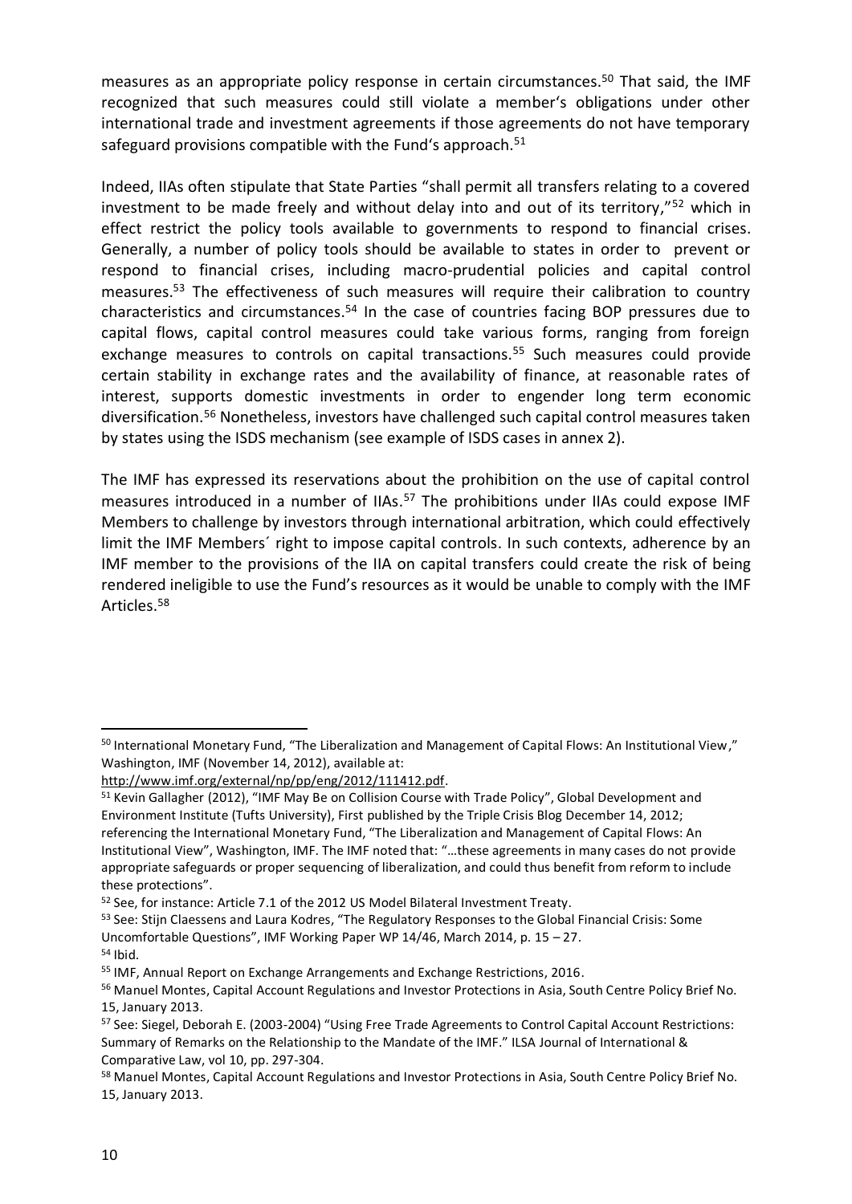measures as an appropriate policy response in certain circumstances.[50] That said, the IMF recognized that such measures could still violate a member's obligations under other international trade and investment agreements if those agreements do not have temporary safeguard provisions compatible with the Fund's approach.[51]

Indeed, IIAs often stipulate that State Parties "shall permit all transfers relating to a covered investment to be made freely and without delay into and out of its territory,"[52] which in effect restrict the policy tools available to governments to respond to financial crises. Generally, a number of policy tools should be available to states in order to prevent or respond to financial crises, including macro-prudential policies and capital control measures.[53] The effectiveness of such measures will require their calibration to country characteristics and circumstances.[54] In the case of countries facing BOP pressures due to capital flows, capital control measures could take various forms, ranging from foreign exchange measures to controls on capital transactions.[55] Such measures could provide certain stability in exchange rates and the availability of finance, at reasonable rates of interest, supports domestic investments in order to engender long term economic diversification.[56] Nonetheless, investors have challenged such capital control measures taken by states using the ISDS mechanism (see example of ISDS cases in annex 2).

The IMF has expressed its reservations about the prohibition on the use of capital control measures introduced in a number of IIAs.[57] The prohibitions under IIAs could expose IMF Members to challenge by investors through international arbitration, which could effectively limit the IMF Members´ right to impose capital controls. In such contexts, adherence by an IMF member to the provisions of the IIA on capital transfers could create the risk of being rendered ineligible to use the Fund's resources as it would be unable to comply with the IMF Articles.[58]

---

[50] International Monetary Fund, "The Liberalization and Management of Capital Flows: An Institutional View," Washington, IMF (November 14, 2012), available at: http://www.imf.org/external/np/pp/eng/2012/111412.pdf.

[51] Kevin Gallagher (2012), "IMF May Be on Collision Course with Trade Policy", Global Development and Environment Institute (Tufts University), First published by the Triple Crisis Blog December 14, 2012; referencing the International Monetary Fund, "The Liberalization and Management of Capital Flows: An Institutional View", Washington, IMF. The IMF noted that: "…these agreements in many cases do not provide appropriate safeguards or proper sequencing of liberalization, and could thus benefit from reform to include these protections".

[52] See, for instance: Article 7.1 of the 2012 US Model Bilateral Investment Treaty.

[53] See: Stijn Claessens and Laura Kodres, "The Regulatory Responses to the Global Financial Crisis: Some Uncomfortable Questions", IMF Working Paper WP 14/46, March 2014, p. 15 – 27.

[54] Ibid.

[55] IMF, Annual Report on Exchange Arrangements and Exchange Restrictions, 2016.

[56] Manuel Montes, Capital Account Regulations and Investor Protections in Asia, South Centre Policy Brief No. 15, January 2013.

[57] See: Siegel, Deborah E. (2003-2004) "Using Free Trade Agreements to Control Capital Account Restrictions: Summary of Remarks on the Relationship to the Mandate of the IMF." ILSA Journal of International & Comparative Law, vol 10, pp. 297-304.

[58] Manuel Montes, Capital Account Regulations and Investor Protections in Asia, South Centre Policy Brief No. 15, January 2013.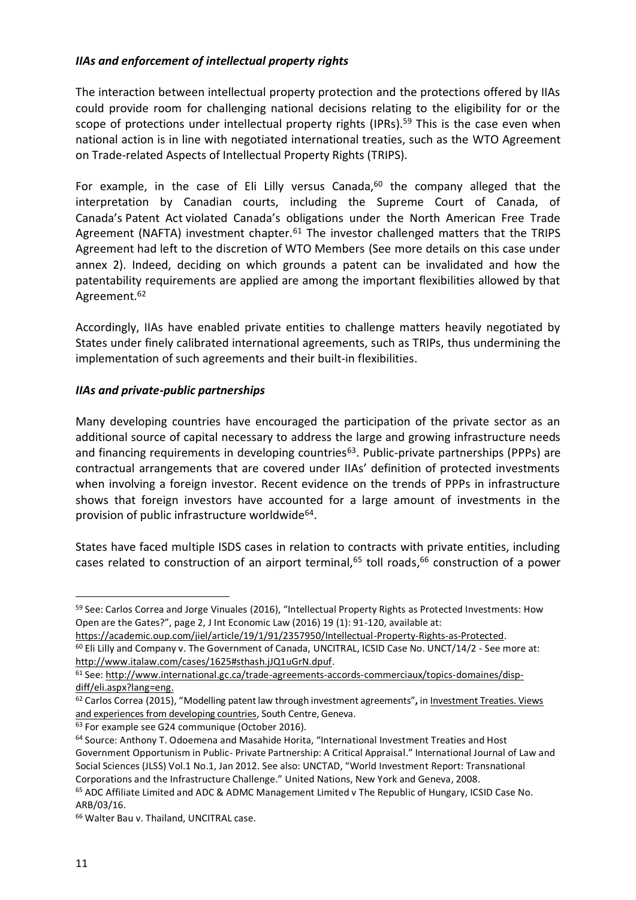***IIAs and enforcement of intellectual property rights***

The interaction between intellectual property protection and the protections offered by IIAs could provide room for challenging national decisions relating to the eligibility for or the scope of protections under intellectual property rights (IPRs).[59] This is the case even when national action is in line with negotiated international treaties, such as the WTO Agreement on Trade-related Aspects of Intellectual Property Rights (TRIPS).

For example, in the case of Eli Lilly versus Canada,[60] the company alleged that the interpretation by Canadian courts, including the Supreme Court of Canada, of Canada's Patent Act violated Canada's obligations under the North American Free Trade Agreement (NAFTA) investment chapter.[61] The investor challenged matters that the TRIPS Agreement had left to the discretion of WTO Members (See more details on this case under annex 2). Indeed, deciding on which grounds a patent can be invalidated and how the patentability requirements are applied are among the important flexibilities allowed by that Agreement.[62]

Accordingly, IIAs have enabled private entities to challenge matters heavily negotiated by States under finely calibrated international agreements, such as TRIPs, thus undermining the implementation of such agreements and their built-in flexibilities.

***IIAs and private-public partnerships***

Many developing countries have encouraged the participation of the private sector as an additional source of capital necessary to address the large and growing infrastructure needs and financing requirements in developing countries[63]. Public-private partnerships (PPPs) are contractual arrangements that are covered under IIAs' definition of protected investments when involving a foreign investor. Recent evidence on the trends of PPPs in infrastructure shows that foreign investors have accounted for a large amount of investments in the provision of public infrastructure worldwide[64].

States have faced multiple ISDS cases in relation to contracts with private entities, including cases related to construction of an airport terminal,[65] toll roads,[66] construction of a power

---

[59] See: Carlos Correa and Jorge Vinuales (2016), "Intellectual Property Rights as Protected Investments: How Open are the Gates?", page 2, J Int Economic Law (2016) 19 (1): 91-120, available at: https://academic.oup.com/jiel/article/19/1/91/2357950/Intellectual-Property-Rights-as-Protected.

[60] Eli Lilly and Company v. The Government of Canada, UNCITRAL, ICSID Case No. UNCT/14/2 - See more at: http://www.italaw.com/cases/1625#sthash.jJQ1uGrN.dpuf.

[61] See: http://www.international.gc.ca/trade-agreements-accords-commerciaux/topics-domaines/disp-diff/eli.aspx?lang=eng.

[62] Carlos Correa (2015), "Modelling patent law through investment agreements", in Investment Treaties. Views and experiences from developing countries, South Centre, Geneva.

[63] For example see G24 communique (October 2016).

[64] Source: Anthony T. Odoemena and Masahide Horita, "International Investment Treaties and Host Government Opportunism in Public- Private Partnership: A Critical Appraisal." International Journal of Law and Social Sciences (JLSS) Vol.1 No.1, Jan 2012. See also: UNCTAD, "World Investment Report: Transnational Corporations and the Infrastructure Challenge." United Nations, New York and Geneva, 2008.

[65] ADC Affiliate Limited and ADC & ADMC Management Limited v The Republic of Hungary, ICSID Case No. ARB/03/16.

[66] Walter Bau v. Thailand, UNCITRAL case.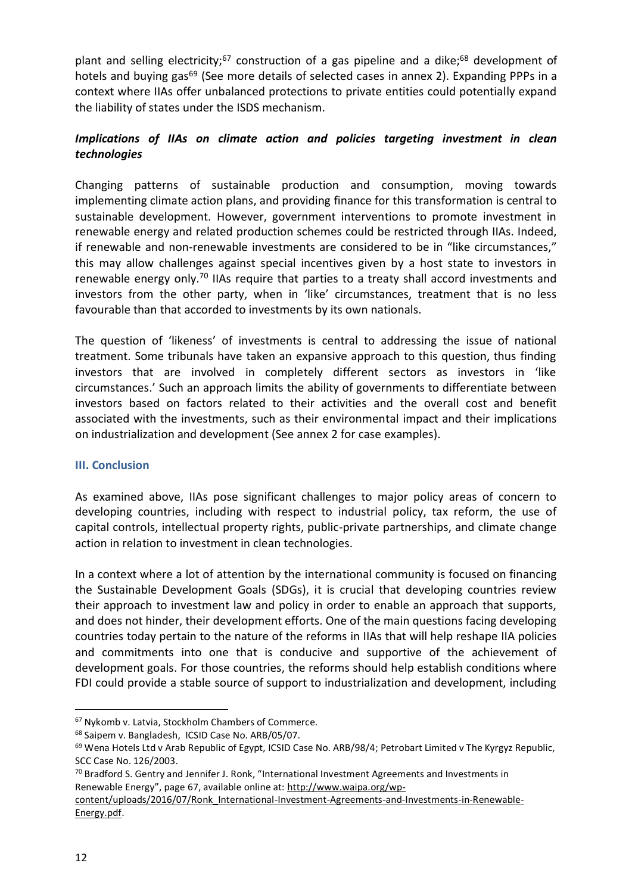plant and selling electricity;[67] construction of a gas pipeline and a dike;[68] development of hotels and buying gas[69] (See more details of selected cases in annex 2). Expanding PPPs in a context where IIAs offer unbalanced protections to private entities could potentially expand the liability of states under the ISDS mechanism.

### *Implications of IIAs on climate action and policies targeting investment in clean technologies*

Changing patterns of sustainable production and consumption, moving towards implementing climate action plans, and providing finance for this transformation is central to sustainable development. However, government interventions to promote investment in renewable energy and related production schemes could be restricted through IIAs. Indeed, if renewable and non-renewable investments are considered to be in "like circumstances," this may allow challenges against special incentives given by a host state to investors in renewable energy only.[70] IIAs require that parties to a treaty shall accord investments and investors from the other party, when in 'like' circumstances, treatment that is no less favourable than that accorded to investments by its own nationals.

The question of 'likeness' of investments is central to addressing the issue of national treatment. Some tribunals have taken an expansive approach to this question, thus finding investors that are involved in completely different sectors as investors in 'like circumstances.' Such an approach limits the ability of governments to differentiate between investors based on factors related to their activities and the overall cost and benefit associated with the investments, such as their environmental impact and their implications on industrialization and development (See annex 2 for case examples).

## III. Conclusion

As examined above, IIAs pose significant challenges to major policy areas of concern to developing countries, including with respect to industrial policy, tax reform, the use of capital controls, intellectual property rights, public-private partnerships, and climate change action in relation to investment in clean technologies.

In a context where a lot of attention by the international community is focused on financing the Sustainable Development Goals (SDGs), it is crucial that developing countries review their approach to investment law and policy in order to enable an approach that supports, and does not hinder, their development efforts. One of the main questions facing developing countries today pertain to the nature of the reforms in IIAs that will help reshape IIA policies and commitments into one that is conducive and supportive of the achievement of development goals. For those countries, the reforms should help establish conditions where FDI could provide a stable source of support to industrialization and development, including

---

[67] Nykomb v. Latvia, Stockholm Chambers of Commerce.

[68] Saipem v. Bangladesh, ICSID Case No. ARB/05/07.

[69] Wena Hotels Ltd v Arab Republic of Egypt, ICSID Case No. ARB/98/4; Petrobart Limited v The Kyrgyz Republic, SCC Case No. 126/2003.

[70] Bradford S. Gentry and Jennifer J. Ronk, "International Investment Agreements and Investments in Renewable Energy", page 67, available online at: http://www.waipa.org/wp-content/uploads/2016/07/Ronk_International-Investment-Agreements-and-Investments-in-Renewable-Energy.pdf.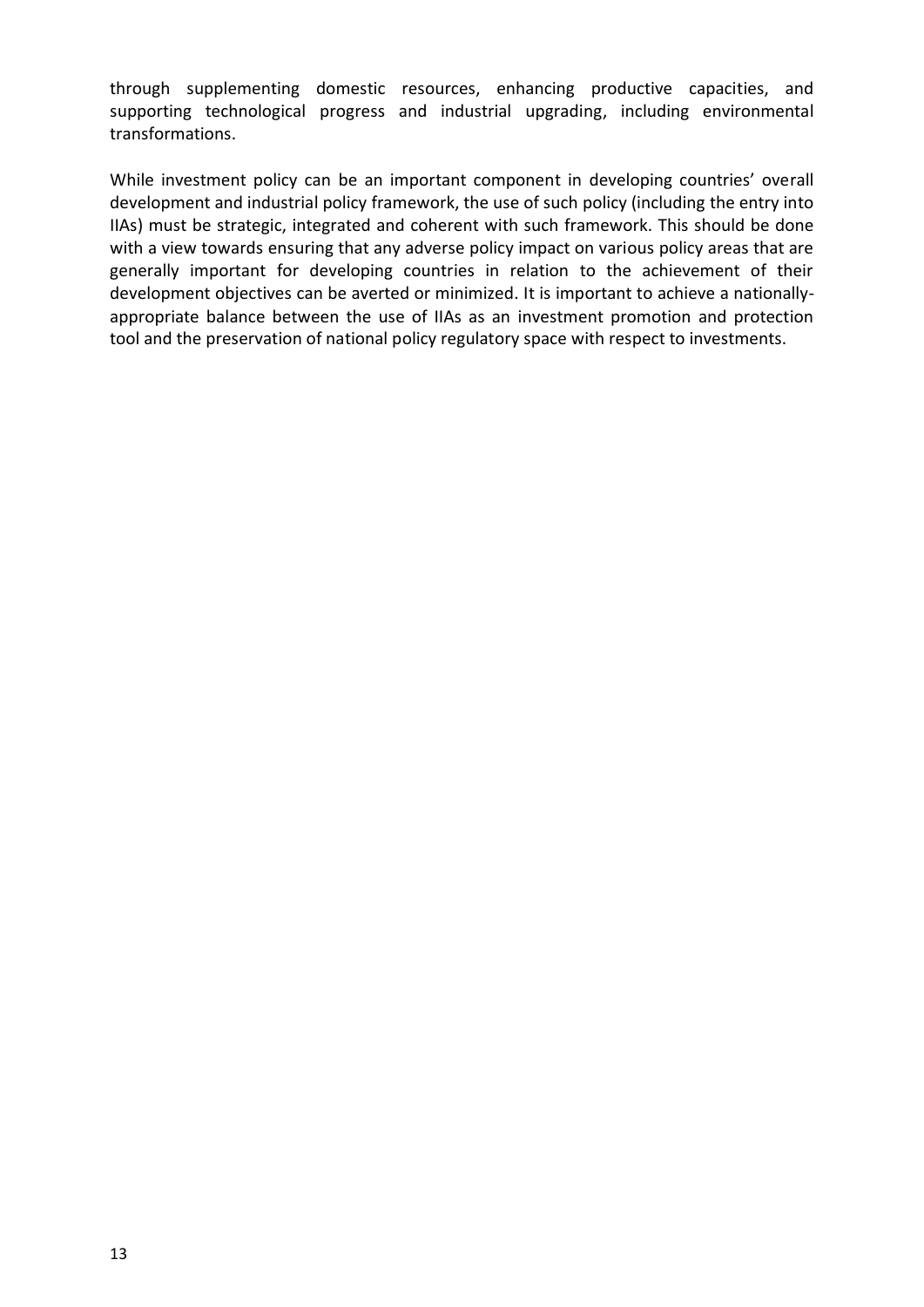through supplementing domestic resources, enhancing productive capacities, and supporting technological progress and industrial upgrading, including environmental transformations.

While investment policy can be an important component in developing countries' overall development and industrial policy framework, the use of such policy (including the entry into IIAs) must be strategic, integrated and coherent with such framework. This should be done with a view towards ensuring that any adverse policy impact on various policy areas that are generally important for developing countries in relation to the achievement of their development objectives can be averted or minimized. It is important to achieve a nationally-appropriate balance between the use of IIAs as an investment promotion and protection tool and the preservation of national policy regulatory space with respect to investments.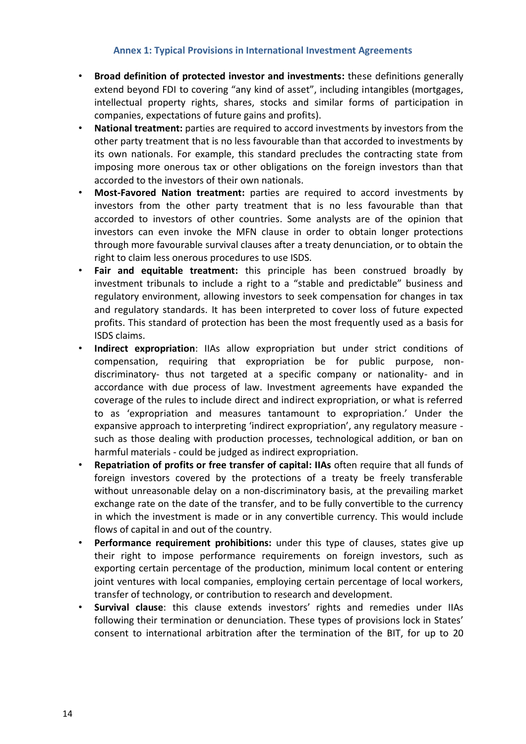## Annex 1: Typical Provisions in International Investment Agreements

- **Broad definition of protected investor and investments:** these definitions generally extend beyond FDI to covering "any kind of asset", including intangibles (mortgages, intellectual property rights, shares, stocks and similar forms of participation in companies, expectations of future gains and profits).
- **National treatment:** parties are required to accord investments by investors from the other party treatment that is no less favourable than that accorded to investments by its own nationals. For example, this standard precludes the contracting state from imposing more onerous tax or other obligations on the foreign investors than that accorded to the investors of their own nationals.
- **Most-Favored Nation treatment:** parties are required to accord investments by investors from the other party treatment that is no less favourable than that accorded to investors of other countries. Some analysts are of the opinion that investors can even invoke the MFN clause in order to obtain longer protections through more favourable survival clauses after a treaty denunciation, or to obtain the right to claim less onerous procedures to use ISDS.
- **Fair and equitable treatment:** this principle has been construed broadly by investment tribunals to include a right to a "stable and predictable" business and regulatory environment, allowing investors to seek compensation for changes in tax and regulatory standards. It has been interpreted to cover loss of future expected profits. This standard of protection has been the most frequently used as a basis for ISDS claims.
- **Indirect expropriation**: IIAs allow expropriation but under strict conditions of compensation, requiring that expropriation be for public purpose, non-discriminatory- thus not targeted at a specific company or nationality- and in accordance with due process of law. Investment agreements have expanded the coverage of the rules to include direct and indirect expropriation, or what is referred to as 'expropriation and measures tantamount to expropriation.' Under the expansive approach to interpreting 'indirect expropriation', any regulatory measure - such as those dealing with production processes, technological addition, or ban on harmful materials - could be judged as indirect expropriation.
- **Repatriation of profits or free transfer of capital: IIAs** often require that all funds of foreign investors covered by the protections of a treaty be freely transferable without unreasonable delay on a non-discriminatory basis, at the prevailing market exchange rate on the date of the transfer, and to be fully convertible to the currency in which the investment is made or in any convertible currency. This would include flows of capital in and out of the country.
- **Performance requirement prohibitions:** under this type of clauses, states give up their right to impose performance requirements on foreign investors, such as exporting certain percentage of the production, minimum local content or entering joint ventures with local companies, employing certain percentage of local workers, transfer of technology, or contribution to research and development.
- **Survival clause**: this clause extends investors' rights and remedies under IIAs following their termination or denunciation. These types of provisions lock in States' consent to international arbitration after the termination of the BIT, for up to 20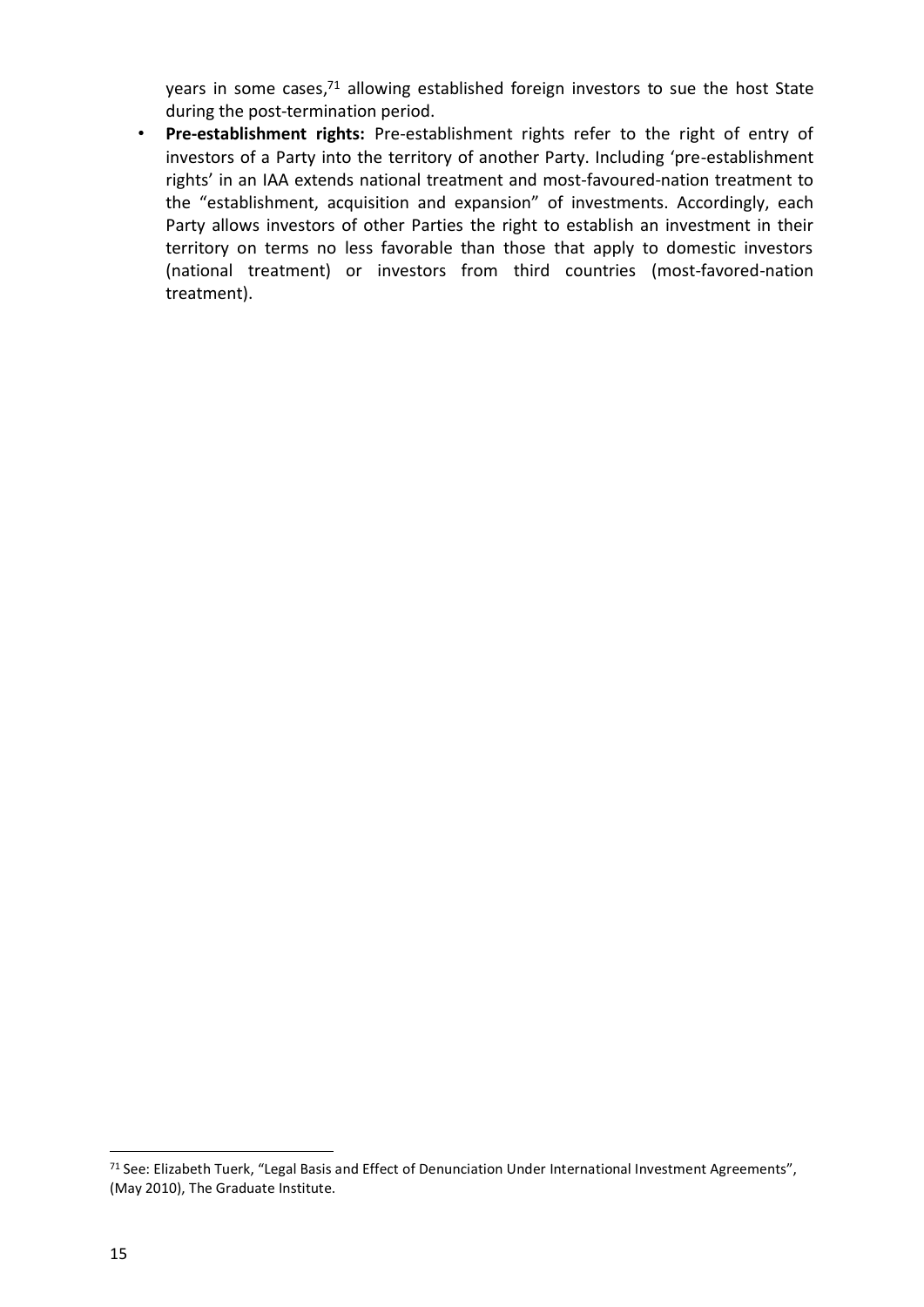years in some cases,[71] allowing established foreign investors to sue the host State during the post-termination period.

- **Pre-establishment rights:** Pre-establishment rights refer to the right of entry of investors of a Party into the territory of another Party. Including 'pre-establishment rights' in an IAA extends national treatment and most-favoured-nation treatment to the "establishment, acquisition and expansion" of investments. Accordingly, each Party allows investors of other Parties the right to establish an investment in their territory on terms no less favorable than those that apply to domestic investors (national treatment) or investors from third countries (most-favored-nation treatment).

[71] See: Elizabeth Tuerk, "Legal Basis and Effect of Denunciation Under International Investment Agreements", (May 2010), The Graduate Institute.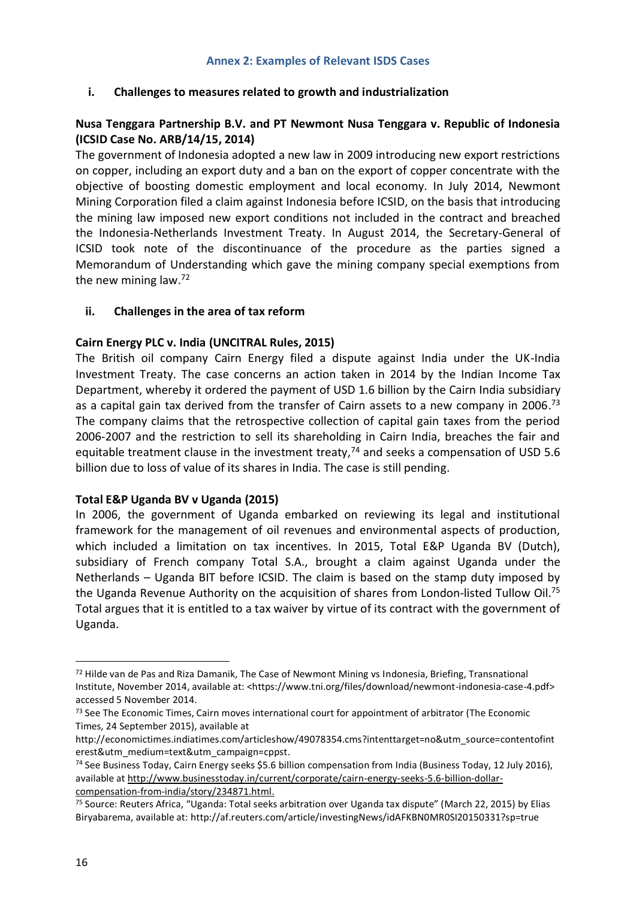## Annex 2: Examples of Relevant ISDS Cases

### i. Challenges to measures related to growth and industrialization

**Nusa Tenggara Partnership B.V. and PT Newmont Nusa Tenggara v. Republic of Indonesia (ICSID Case No. ARB/14/15, 2014)**

The government of Indonesia adopted a new law in 2009 introducing new export restrictions on copper, including an export duty and a ban on the export of copper concentrate with the objective of boosting domestic employment and local economy. In July 2014, Newmont Mining Corporation filed a claim against Indonesia before ICSID, on the basis that introducing the mining law imposed new export conditions not included in the contract and breached the Indonesia-Netherlands Investment Treaty. In August 2014, the Secretary-General of ICSID took note of the discontinuance of the procedure as the parties signed a Memorandum of Understanding which gave the mining company special exemptions from the new mining law.[72]

### ii. Challenges in the area of tax reform

**Cairn Energy PLC v. India (UNCITRAL Rules, 2015)**

The British oil company Cairn Energy filed a dispute against India under the UK-India Investment Treaty. The case concerns an action taken in 2014 by the Indian Income Tax Department, whereby it ordered the payment of USD 1.6 billion by the Cairn India subsidiary as a capital gain tax derived from the transfer of Cairn assets to a new company in 2006.[73] The company claims that the retrospective collection of capital gain taxes from the period 2006-2007 and the restriction to sell its shareholding in Cairn India, breaches the fair and equitable treatment clause in the investment treaty,[74] and seeks a compensation of USD 5.6 billion due to loss of value of its shares in India. The case is still pending.

**Total E&P Uganda BV v Uganda (2015)**

In 2006, the government of Uganda embarked on reviewing its legal and institutional framework for the management of oil revenues and environmental aspects of production, which included a limitation on tax incentives. In 2015, Total E&P Uganda BV (Dutch), subsidiary of French company Total S.A., brought a claim against Uganda under the Netherlands – Uganda BIT before ICSID. The claim is based on the stamp duty imposed by the Uganda Revenue Authority on the acquisition of shares from London-listed Tullow Oil.[75] Total argues that it is entitled to a tax waiver by virtue of its contract with the government of Uganda.

---

[72] Hilde van de Pas and Riza Damanik, The Case of Newmont Mining vs Indonesia, Briefing, Transnational Institute, November 2014, available at: <https://www.tni.org/files/download/newmont-indonesia-case-4.pdf> accessed 5 November 2014.

[73] See The Economic Times, Cairn moves international court for appointment of arbitrator (The Economic Times, 24 September 2015), available at http://economictimes.indiatimes.com/articleshow/49078354.cms?intenttarget=no&utm_source=contentofinterest&utm_medium=text&utm_campaign=cppst.

[74] See Business Today, Cairn Energy seeks $5.6 billion compensation from India (Business Today, 12 July 2016), available at http://www.businesstoday.in/current/corporate/cairn-energy-seeks-5.6-billion-dollar-compensation-from-india/story/234871.html.

[75] Source: Reuters Africa, "Uganda: Total seeks arbitration over Uganda tax dispute" (March 22, 2015) by Elias Biryabarema, available at: http://af.reuters.com/article/investingNews/idAFKBN0MR0SI20150331?sp=true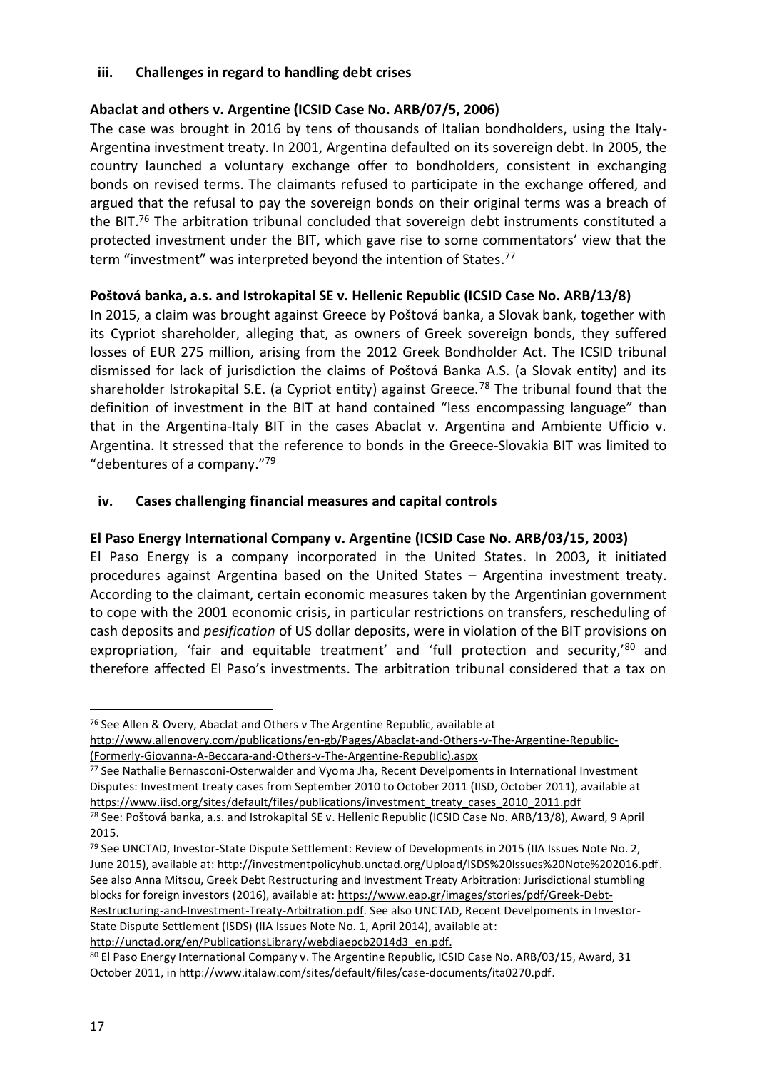### iii. Challenges in regard to handling debt crises

**Abaclat and others v. Argentine (ICSID Case No. ARB/07/5, 2006)**

The case was brought in 2016 by tens of thousands of Italian bondholders, using the Italy-Argentina investment treaty. In 2001, Argentina defaulted on its sovereign debt. In 2005, the country launched a voluntary exchange offer to bondholders, consistent in exchanging bonds on revised terms. The claimants refused to participate in the exchange offered, and argued that the refusal to pay the sovereign bonds on their original terms was a breach of the BIT.[76] The arbitration tribunal concluded that sovereign debt instruments constituted a protected investment under the BIT, which gave rise to some commentators' view that the term "investment" was interpreted beyond the intention of States.[77]

**Poštová banka, a.s. and Istrokapital SE v. Hellenic Republic (ICSID Case No. ARB/13/8)**

In 2015, a claim was brought against Greece by Poštová banka, a Slovak bank, together with its Cypriot shareholder, alleging that, as owners of Greek sovereign bonds, they suffered losses of EUR 275 million, arising from the 2012 Greek Bondholder Act. The ICSID tribunal dismissed for lack of jurisdiction the claims of Poštová Banka A.S. (a Slovak entity) and its shareholder Istrokapital S.E. (a Cypriot entity) against Greece.[78] The tribunal found that the definition of investment in the BIT at hand contained "less encompassing language" than that in the Argentina-Italy BIT in the cases Abaclat v. Argentina and Ambiente Ufficio v. Argentina. It stressed that the reference to bonds in the Greece-Slovakia BIT was limited to "debentures of a company."[79]

### iv. Cases challenging financial measures and capital controls

**El Paso Energy International Company v. Argentine (ICSID Case No. ARB/03/15, 2003)**

El Paso Energy is a company incorporated in the United States. In 2003, it initiated procedures against Argentina based on the United States – Argentina investment treaty. According to the claimant, certain economic measures taken by the Argentinian government to cope with the 2001 economic crisis, in particular restrictions on transfers, rescheduling of cash deposits and *pesification* of US dollar deposits, were in violation of the BIT provisions on expropriation, 'fair and equitable treatment' and 'full protection and security,'[80] and therefore affected El Paso's investments. The arbitration tribunal considered that a tax on

---

[76] See Allen & Overy, Abaclat and Others v The Argentine Republic, available at http://www.allenovery.com/publications/en-gb/Pages/Abaclat-and-Others-v-The-Argentine-Republic-(Formerly-Giovanna-A-Beccara-and-Others-v-The-Argentine-Republic).aspx

[77] See Nathalie Bernasconi-Osterwalder and Vyoma Jha, Recent Develpoments in International Investment Disputes: Investment treaty cases from September 2010 to October 2011 (IISD, October 2011), available at https://www.iisd.org/sites/default/files/publications/investment_treaty_cases_2010_2011.pdf

[78] See: Poštová banka, a.s. and Istrokapital SE v. Hellenic Republic (ICSID Case No. ARB/13/8), Award, 9 April 2015.

[79] See UNCTAD, Investor-State Dispute Settlement: Review of Developments in 2015 (IIA Issues Note No. 2, June 2015), available at: http://investmentpolicyhub.unctad.org/Upload/ISDS%20Issues%20Note%202016.pdf. See also Anna Mitsou, Greek Debt Restructuring and Investment Treaty Arbitration: Jurisdictional stumbling blocks for foreign investors (2016), available at: https://www.eap.gr/images/stories/pdf/Greek-Debt-Restructuring-and-Investment-Treaty-Arbitration.pdf. See also UNCTAD, Recent Develpoments in Investor-State Dispute Settlement (ISDS) (IIA Issues Note No. 1, April 2014), available at: http://unctad.org/en/PublicationsLibrary/webdiaepcb2014d3_en.pdf.

[80] El Paso Energy International Company v. The Argentine Republic, ICSID Case No. ARB/03/15, Award, 31 October 2011, in http://www.italaw.com/sites/default/files/case-documents/ita0270.pdf.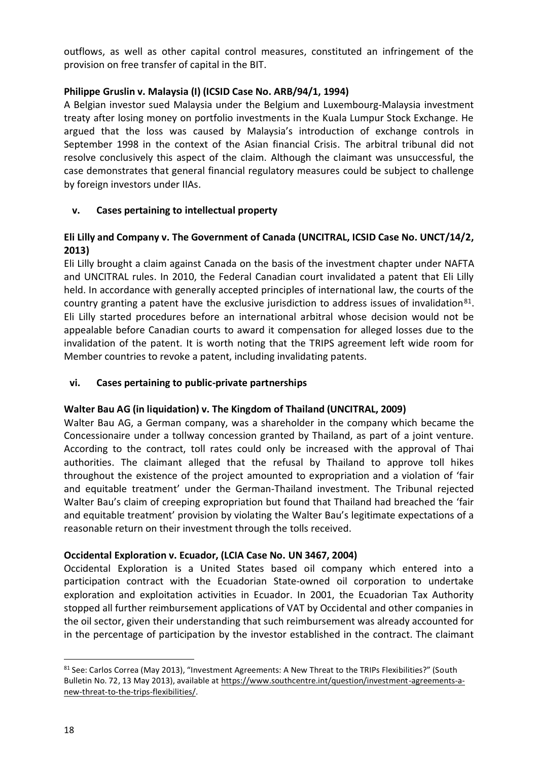outflows, as well as other capital control measures, constituted an infringement of the provision on free transfer of capital in the BIT.

**Philippe Gruslin v. Malaysia (I) (ICSID Case No. ARB/94/1, 1994)**

A Belgian investor sued Malaysia under the Belgium and Luxembourg-Malaysia investment treaty after losing money on portfolio investments in the Kuala Lumpur Stock Exchange. He argued that the loss was caused by Malaysia's introduction of exchange controls in September 1998 in the context of the Asian financial Crisis. The arbitral tribunal did not resolve conclusively this aspect of the claim. Although the claimant was unsuccessful, the case demonstrates that general financial regulatory measures could be subject to challenge by foreign investors under IIAs.

### v. Cases pertaining to intellectual property

**Eli Lilly and Company v. The Government of Canada (UNCITRAL, ICSID Case No. UNCT/14/2, 2013)**

Eli Lilly brought a claim against Canada on the basis of the investment chapter under NAFTA and UNCITRAL rules. In 2010, the Federal Canadian court invalidated a patent that Eli Lilly held. In accordance with generally accepted principles of international law, the courts of the country granting a patent have the exclusive jurisdiction to address issues of invalidation[81]. Eli Lilly started procedures before an international arbitral whose decision would not be appealable before Canadian courts to award it compensation for alleged losses due to the invalidation of the patent. It is worth noting that the TRIPS agreement left wide room for Member countries to revoke a patent, including invalidating patents.

### vi. Cases pertaining to public-private partnerships

**Walter Bau AG (in liquidation) v. The Kingdom of Thailand (UNCITRAL, 2009)**

Walter Bau AG, a German company, was a shareholder in the company which became the Concessionaire under a tollway concession granted by Thailand, as part of a joint venture. According to the contract, toll rates could only be increased with the approval of Thai authorities. The claimant alleged that the refusal by Thailand to approve toll hikes throughout the existence of the project amounted to expropriation and a violation of 'fair and equitable treatment' under the German-Thailand investment. The Tribunal rejected Walter Bau's claim of creeping expropriation but found that Thailand had breached the 'fair and equitable treatment' provision by violating the Walter Bau's legitimate expectations of a reasonable return on their investment through the tolls received.

**Occidental Exploration v. Ecuador, (LCIA Case No. UN 3467, 2004)**

Occidental Exploration is a United States based oil company which entered into a participation contract with the Ecuadorian State-owned oil corporation to undertake exploration and exploitation activities in Ecuador. In 2001, the Ecuadorian Tax Authority stopped all further reimbursement applications of VAT by Occidental and other companies in the oil sector, given their understanding that such reimbursement was already accounted for in the percentage of participation by the investor established in the contract. The claimant

---

[81] See: Carlos Correa (May 2013), "Investment Agreements: A New Threat to the TRIPs Flexibilities?" (South Bulletin No. 72, 13 May 2013), available at https://www.southcentre.int/question/investment-agreements-a-new-threat-to-the-trips-flexibilities/.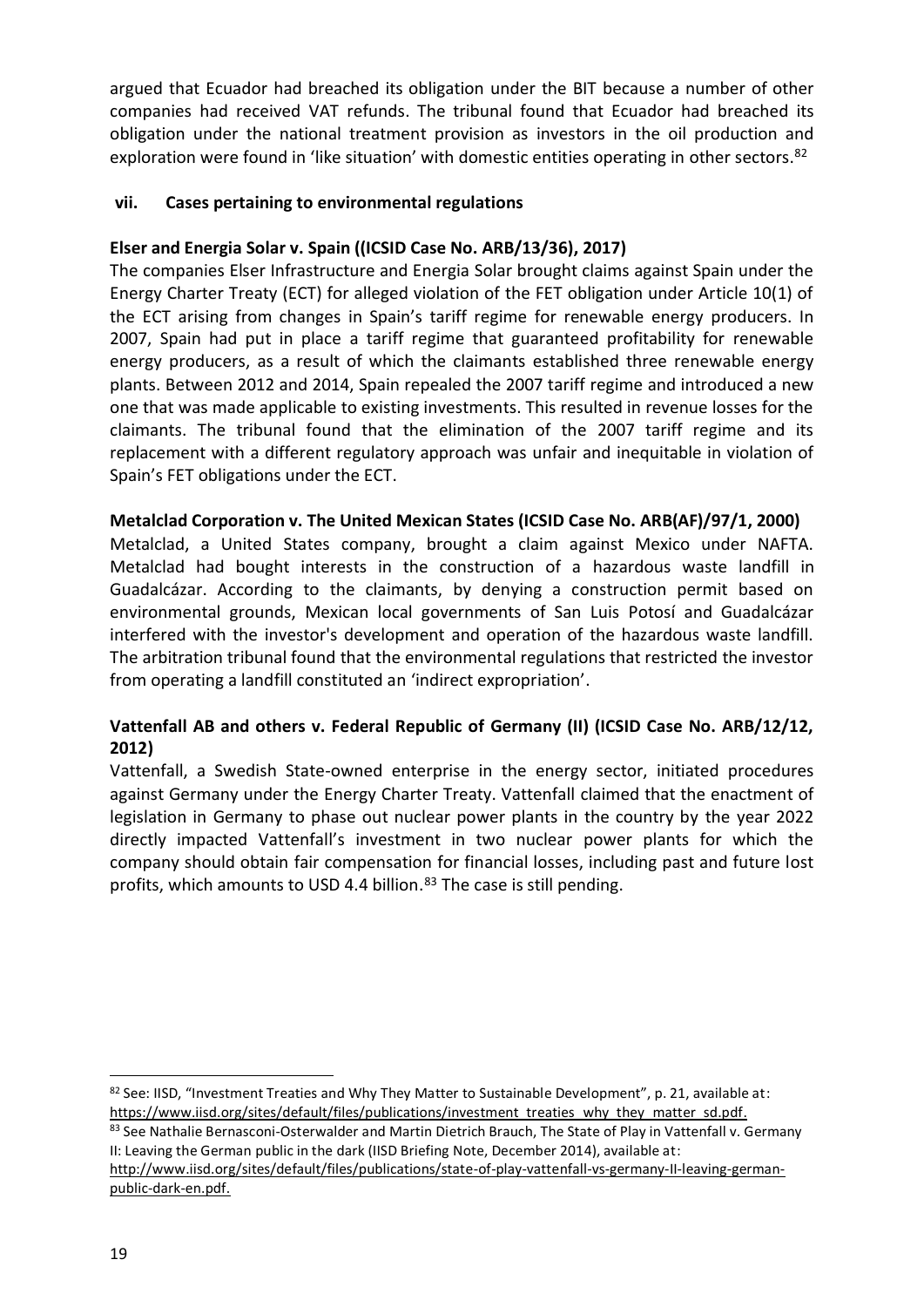argued that Ecuador had breached its obligation under the BIT because a number of other companies had received VAT refunds. The tribunal found that Ecuador had breached its obligation under the national treatment provision as investors in the oil production and exploration were found in 'like situation' with domestic entities operating in other sectors.[82]

### vii. Cases pertaining to environmental regulations

**Elser and Energia Solar v. Spain ((ICSID Case No. ARB/13/36), 2017)**

The companies Elser Infrastructure and Energia Solar brought claims against Spain under the Energy Charter Treaty (ECT) for alleged violation of the FET obligation under Article 10(1) of the ECT arising from changes in Spain's tariff regime for renewable energy producers. In 2007, Spain had put in place a tariff regime that guaranteed profitability for renewable energy producers, as a result of which the claimants established three renewable energy plants. Between 2012 and 2014, Spain repealed the 2007 tariff regime and introduced a new one that was made applicable to existing investments. This resulted in revenue losses for the claimants. The tribunal found that the elimination of the 2007 tariff regime and its replacement with a different regulatory approach was unfair and inequitable in violation of Spain's FET obligations under the ECT.

**Metalclad Corporation v. The United Mexican States (ICSID Case No. ARB(AF)/97/1, 2000)**

Metalclad, a United States company, brought a claim against Mexico under NAFTA. Metalclad had bought interests in the construction of a hazardous waste landfill in Guadalcázar. According to the claimants, by denying a construction permit based on environmental grounds, Mexican local governments of San Luis Potosí and Guadalcázar interfered with the investor's development and operation of the hazardous waste landfill. The arbitration tribunal found that the environmental regulations that restricted the investor from operating a landfill constituted an 'indirect expropriation'.

**Vattenfall AB and others v. Federal Republic of Germany (II) (ICSID Case No. ARB/12/12, 2012)**

Vattenfall, a Swedish State-owned enterprise in the energy sector, initiated procedures against Germany under the Energy Charter Treaty. Vattenfall claimed that the enactment of legislation in Germany to phase out nuclear power plants in the country by the year 2022 directly impacted Vattenfall's investment in two nuclear power plants for which the company should obtain fair compensation for financial losses, including past and future lost profits, which amounts to USD 4.4 billion.[83] The case is still pending.

---

[82] See: IISD, "Investment Treaties and Why They Matter to Sustainable Development", p. 21, available at: https://www.iisd.org/sites/default/files/publications/investment_treaties_why_they_matter_sd.pdf.

[83] See Nathalie Bernasconi-Osterwalder and Martin Dietrich Brauch, The State of Play in Vattenfall v. Germany II: Leaving the German public in the dark (IISD Briefing Note, December 2014), available at: http://www.iisd.org/sites/default/files/publications/state-of-play-vattenfall-vs-germany-II-leaving-german-public-dark-en.pdf.